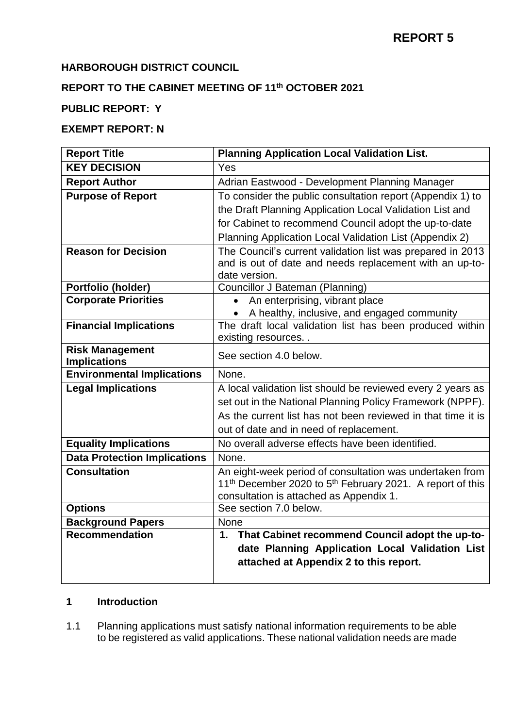**REPORT 5**

**HARBOROUGH DISTRICT COUNCIL**

**REPORT TO THE CABINET MEETING OF 11th OCTOBER 2021**

**PUBLIC REPORT: Y**

**EXEMPT REPORT: N**

| **Report Title** | **Planning Application Local Validation List.** |
|---|---|
| **KEY DECISION** | Yes |
| **Report Author** | Adrian Eastwood - Development Planning Manager |
| **Purpose of Report** | To consider the public consultation report (Appendix 1) to the Draft Planning Application Local Validation List and for Cabinet to recommend Council adopt the up-to-date Planning Application Local Validation List (Appendix 2) |
| **Reason for Decision** | The Council's current validation list was prepared in 2013 and is out of date and needs replacement with an up-to-date version. |
| **Portfolio (holder)** | Councillor J Bateman (Planning) |
| **Corporate Priorities** | • An enterprising, vibrant place<br>• A healthy, inclusive, and engaged community |
| **Financial Implications** | The draft local validation list has been produced within existing resources. . |
| **Risk Management Implications** | See section 4.0 below. |
| **Environmental Implications** | None. |
| **Legal Implications** | A local validation list should be reviewed every 2 years as set out in the National Planning Policy Framework (NPPF). As the current list has not been reviewed in that time it is out of date and in need of replacement. |
| **Equality Implications** | No overall adverse effects have been identified. |
| **Data Protection Implications** | None. |
| **Consultation** | An eight-week period of consultation was undertaken from 11th December 2020 to 5th February 2021. A report of this consultation is attached as Appendix 1. |
| **Options** | See section 7.0 below. |
| **Background Papers** | None |
| **Recommendation** | **1. That Cabinet recommend Council adopt the up-to-date Planning Application Local Validation List attached at Appendix 2 to this report.** |

## 1 Introduction

1.1 Planning applications must satisfy national information requirements to be able to be registered as valid applications. These national validation needs are made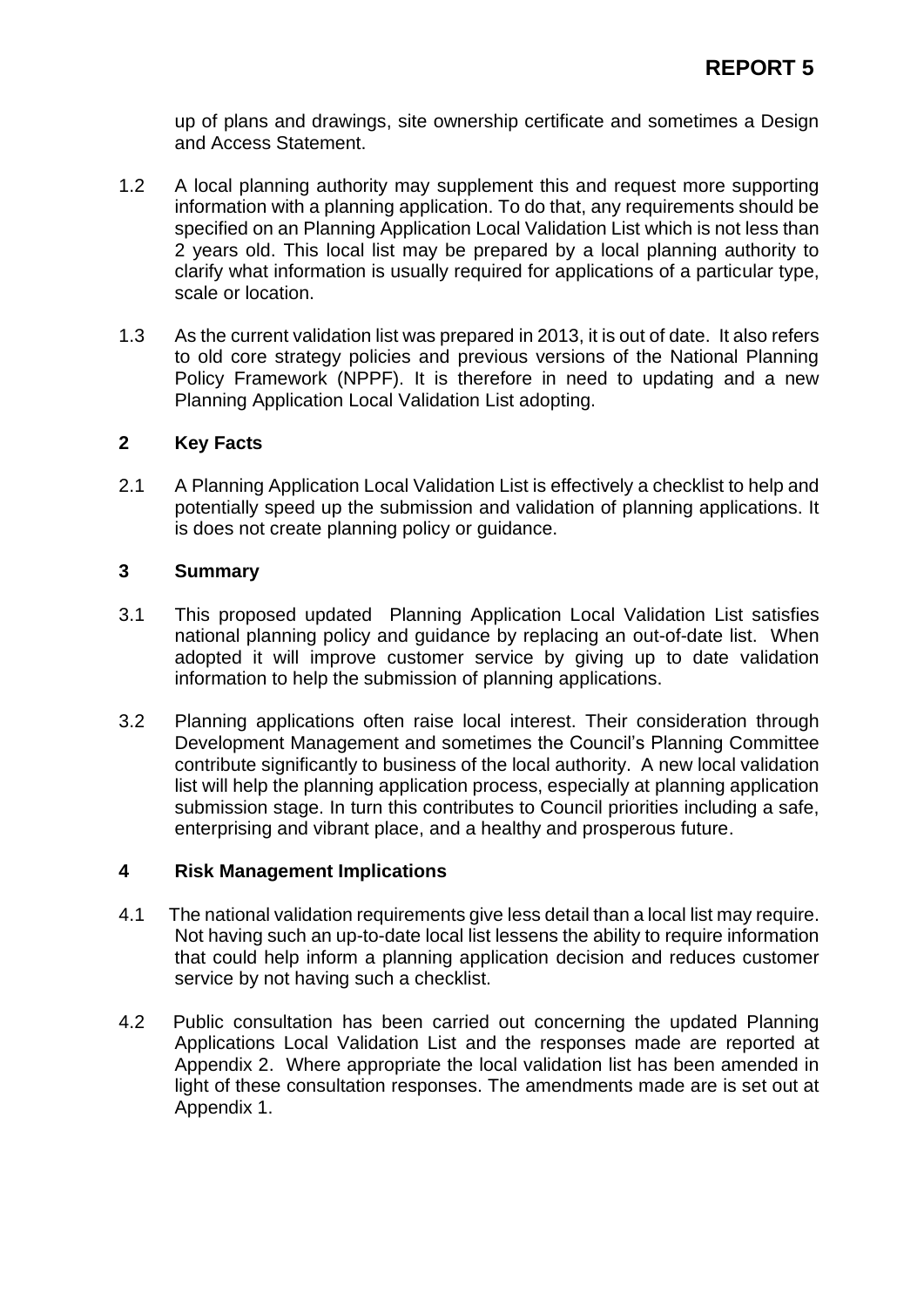up of plans and drawings, site ownership certificate and sometimes a Design and Access Statement.

1.2 A local planning authority may supplement this and request more supporting information with a planning application. To do that, any requirements should be specified on an Planning Application Local Validation List which is not less than 2 years old. This local list may be prepared by a local planning authority to clarify what information is usually required for applications of a particular type, scale or location.

1.3 As the current validation list was prepared in 2013, it is out of date. It also refers to old core strategy policies and previous versions of the National Planning Policy Framework (NPPF). It is therefore in need to updating and a new Planning Application Local Validation List adopting.

## 2 Key Facts

2.1 A Planning Application Local Validation List is effectively a checklist to help and potentially speed up the submission and validation of planning applications. It is does not create planning policy or guidance.

## 3 Summary

3.1 This proposed updated Planning Application Local Validation List satisfies national planning policy and guidance by replacing an out-of-date list. When adopted it will improve customer service by giving up to date validation information to help the submission of planning applications.

3.2 Planning applications often raise local interest. Their consideration through Development Management and sometimes the Council's Planning Committee contribute significantly to business of the local authority. A new local validation list will help the planning application process, especially at planning application submission stage. In turn this contributes to Council priorities including a safe, enterprising and vibrant place, and a healthy and prosperous future.

## 4 Risk Management Implications

4.1 The national validation requirements give less detail than a local list may require. Not having such an up-to-date local list lessens the ability to require information that could help inform a planning application decision and reduces customer service by not having such a checklist.

4.2 Public consultation has been carried out concerning the updated Planning Applications Local Validation List and the responses made are reported at Appendix 2. Where appropriate the local validation list has been amended in light of these consultation responses. The amendments made are is set out at Appendix 1.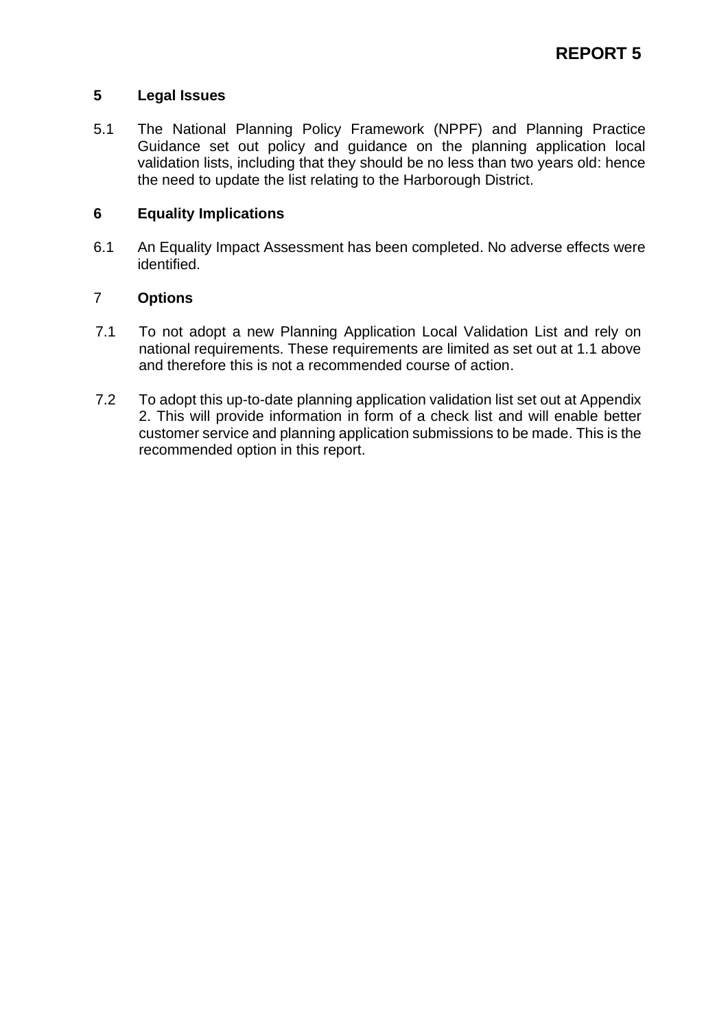## 5 Legal Issues

5.1 The National Planning Policy Framework (NPPF) and Planning Practice Guidance set out policy and guidance on the planning application local validation lists, including that they should be no less than two years old: hence the need to update the list relating to the Harborough District.

## 6 Equality Implications

6.1 An Equality Impact Assessment has been completed. No adverse effects were identified.

## 7 Options

7.1 To not adopt a new Planning Application Local Validation List and rely on national requirements. These requirements are limited as set out at 1.1 above and therefore this is not a recommended course of action.

7.2 To adopt this up-to-date planning application validation list set out at Appendix 2. This will provide information in form of a check list and will enable better customer service and planning application submissions to be made. This is the recommended option in this report.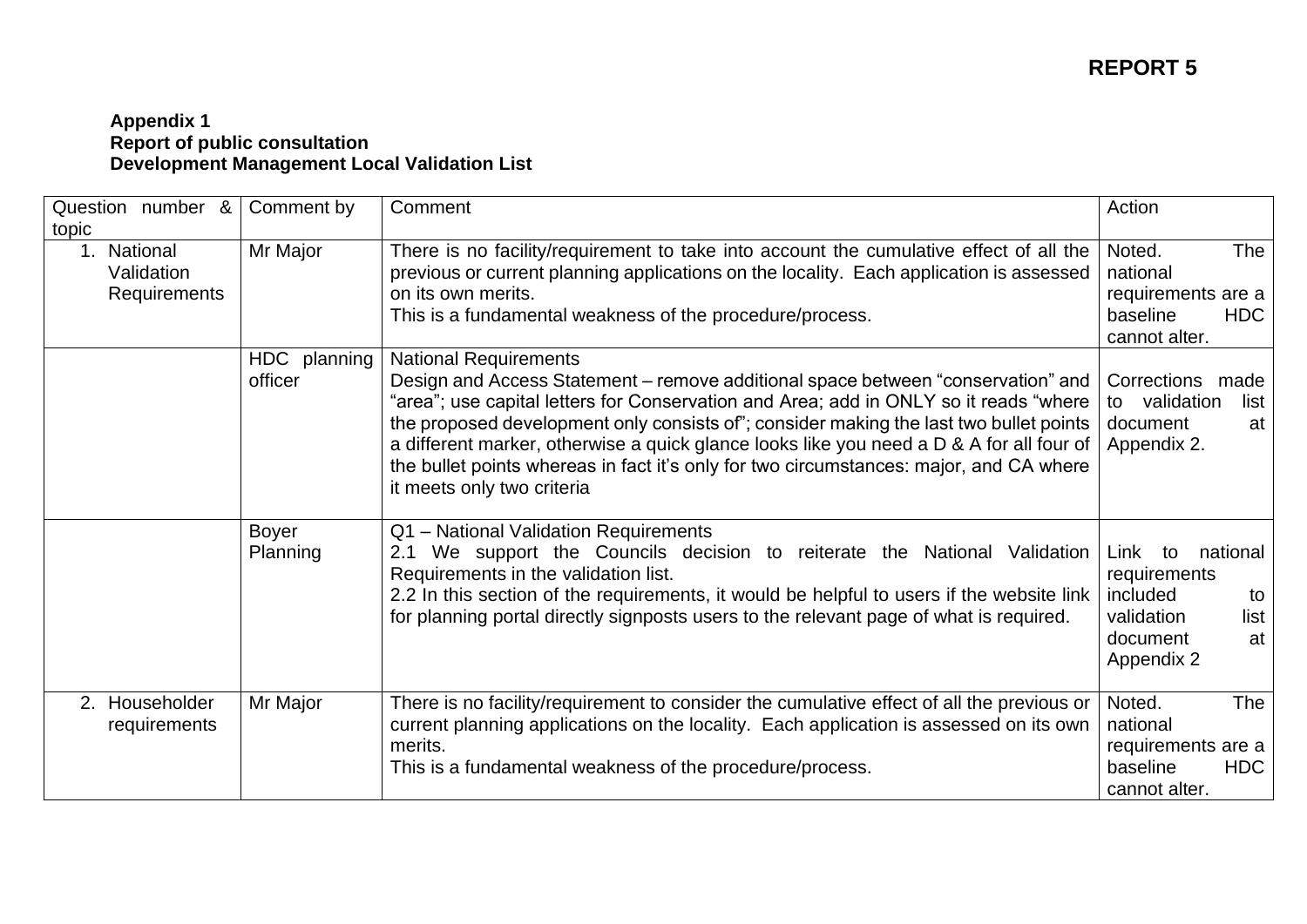**REPORT 5**

**Appendix 1**
**Report of public consultation**
**Development Management Local Validation List**

| Question number & topic | Comment by | Comment | Action |
|---|---|---|---|
| 1. National Validation Requirements | Mr Major | There is no facility/requirement to take into account the cumulative effect of all the previous or current planning applications on the locality. Each application is assessed on its own merits.<br>This is a fundamental weakness of the procedure/process. | Noted. The national requirements are a baseline HDC cannot alter. |
| | HDC planning officer | National Requirements<br>Design and Access Statement – remove additional space between "conservation" and "area"; use capital letters for Conservation and Area; add in ONLY so it reads "where the proposed development only consists of"; consider making the last two bullet points a different marker, otherwise a quick glance looks like you need a D & A for all four of the bullet points whereas in fact it's only for two circumstances: major, and CA where it meets only two criteria | Corrections made to validation list document at Appendix 2. |
| | Boyer Planning | Q1 – National Validation Requirements<br>2.1 We support the Councils decision to reiterate the National Validation Requirements in the validation list.<br>2.2 In this section of the requirements, it would be helpful to users if the website link for planning portal directly signposts users to the relevant page of what is required. | Link to national requirements included to validation list document at Appendix 2 |
| 2. Householder requirements | Mr Major | There is no facility/requirement to consider the cumulative effect of all the previous or current planning applications on the locality. Each application is assessed on its own merits.<br>This is a fundamental weakness of the procedure/process. | Noted. The national requirements are a baseline HDC cannot alter. |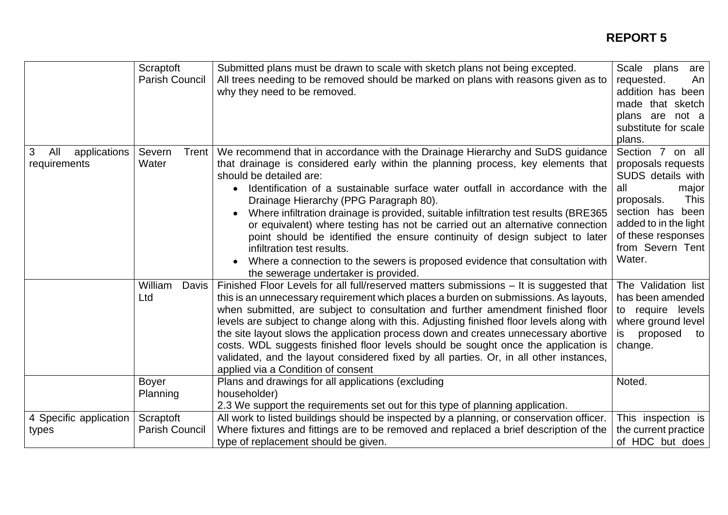**REPORT 5**

| | | | |
|---|---|---|---|
| | Scraptoft Parish Council | Submitted plans must be drawn to scale with sketch plans not being excepted.<br>All trees needing to be removed should be marked on plans with reasons given as to why they need to be removed. | Scale plans are requested. An addition has been made that sketch plans are not a substitute for scale plans. |
| 3 All applications requirements | Severn Trent Water | We recommend that in accordance with the Drainage Hierarchy and SuDS guidance that drainage is considered early within the planning process, key elements that should be detailed are:<br>• Identification of a sustainable surface water outfall in accordance with the Drainage Hierarchy (PPG Paragraph 80).<br>• Where infiltration drainage is provided, suitable infiltration test results (BRE365 or equivalent) where testing has not be carried out an alternative connection point should be identified the ensure continuity of design subject to later infiltration test results.<br>• Where a connection to the sewers is proposed evidence that consultation with the sewerage undertaker is provided. | Section 7 on all proposals requests SUDS details with all major proposals. This section has been added to in the light of these responses from Severn Tent Water. |
| | William Davis Ltd | Finished Floor Levels for all full/reserved matters submissions – It is suggested that this is an unnecessary requirement which places a burden on submissions. As layouts, when submitted, are subject to consultation and further amendment finished floor levels are subject to change along with this. Adjusting finished floor levels along with the site layout slows the application process down and creates unnecessary abortive costs. WDL suggests finished floor levels should be sought once the application is validated, and the layout considered fixed by all parties. Or, in all other instances, applied via a Condition of consent | The Validation list has been amended to require levels where ground level is proposed to change. |
| | Boyer Planning | Plans and drawings for all applications (excluding householder)<br>2.3 We support the requirements set out for this type of planning application. | Noted. |
| 4 Specific application types | Scraptoft Parish Council | All work to listed buildings should be inspected by a planning, or conservation officer. Where fixtures and fittings are to be removed and replaced a brief description of the type of replacement should be given. | This inspection is the current practice of HDC but does |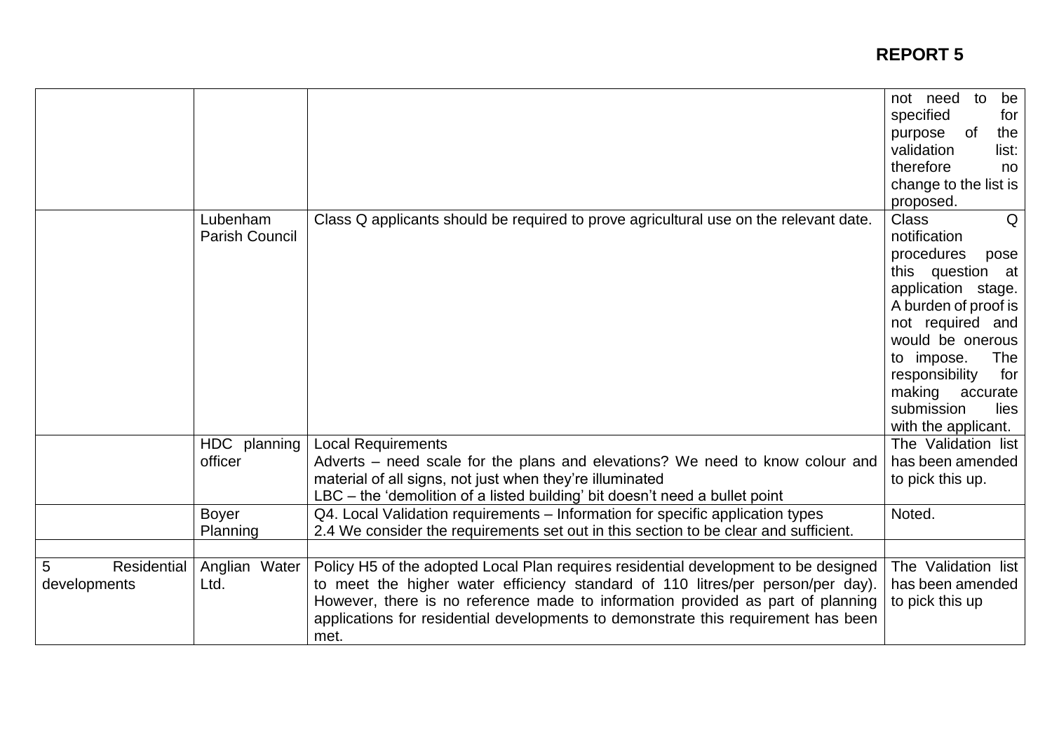# REPORT 5

| | | | |
|---|---|---|---|
| | | | not need to be specified for purpose of the validation list: therefore no change to the list is proposed. |
| | Lubenham Parish Council | Class Q applicants should be required to prove agricultural use on the relevant date. | Class Q notification procedures pose this question at application stage. A burden of proof is not required and would be onerous to impose. The responsibility for making accurate submission lies with the applicant. |
| | HDC planning officer | Local Requirements<br>Adverts – need scale for the plans and elevations? We need to know colour and material of all signs, not just when they're illuminated<br>LBC – the 'demolition of a listed building' bit doesn't need a bullet point | The Validation list has been amended to pick this up. |
| | Boyer Planning | Q4. Local Validation requirements – Information for specific application types<br>2.4 We consider the requirements set out in this section to be clear and sufficient. | Noted. |
| | | | |
| 5 Residential developments | Anglian Water Ltd. | Policy H5 of the adopted Local Plan requires residential development to be designed to meet the higher water efficiency standard of 110 litres/per person/per day). However, there is no reference made to information provided as part of planning applications for residential developments to demonstrate this requirement has been met. | The Validation list has been amended to pick this up |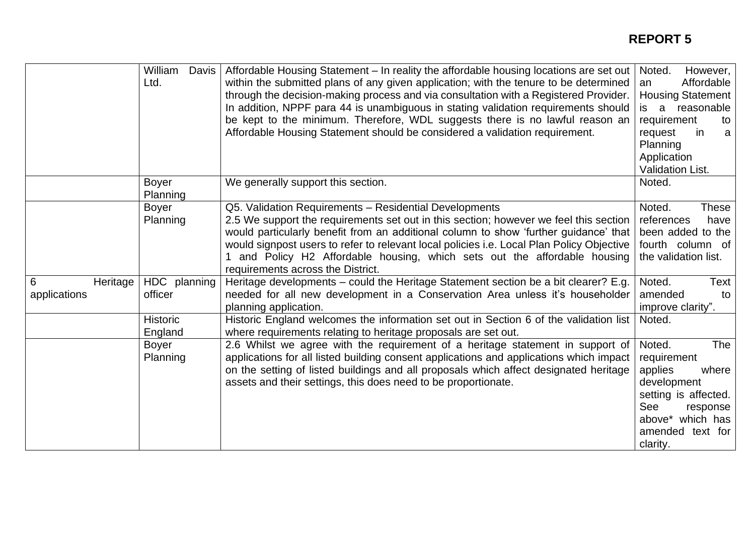**REPORT 5**

| | | | |
|---|---|---|---|
| | William Davis Ltd. | Affordable Housing Statement – In reality the affordable housing locations are set out within the submitted plans of any given application; with the tenure to be determined through the decision-making process and via consultation with a Registered Provider. In addition, NPPF para 44 is unambiguous in stating validation requirements should be kept to the minimum. Therefore, WDL suggests there is no lawful reason an Affordable Housing Statement should be considered a validation requirement. | Noted. However, an Affordable Housing Statement is a reasonable requirement to request in a Planning Application Validation List. |
| | Boyer Planning | We generally support this section. | Noted. |
| | Boyer Planning | Q5. Validation Requirements – Residential Developments<br>2.5 We support the requirements set out in this section; however we feel this section would particularly benefit from an additional column to show 'further guidance' that would signpost users to refer to relevant local policies i.e. Local Plan Policy Objective 1 and Policy H2 Affordable housing, which sets out the affordable housing requirements across the District. | Noted. These references have been added to the fourth column of the validation list. |
| 6 Heritage applications | HDC planning officer | Heritage developments – could the Heritage Statement section be a bit clearer? E.g. needed for all new development in a Conservation Area unless it's householder planning application. | Noted. Text amended to improve clarity". |
| | Historic England | Historic England welcomes the information set out in Section 6 of the validation list where requirements relating to heritage proposals are set out. | Noted. |
| | Boyer Planning | 2.6 Whilst we agree with the requirement of a heritage statement in support of applications for all listed building consent applications and applications which impact on the setting of listed buildings and all proposals which affect designated heritage assets and their settings, this does need to be proportionate. | Noted. The requirement applies where development setting is affected. See response above* which has amended text for clarity. |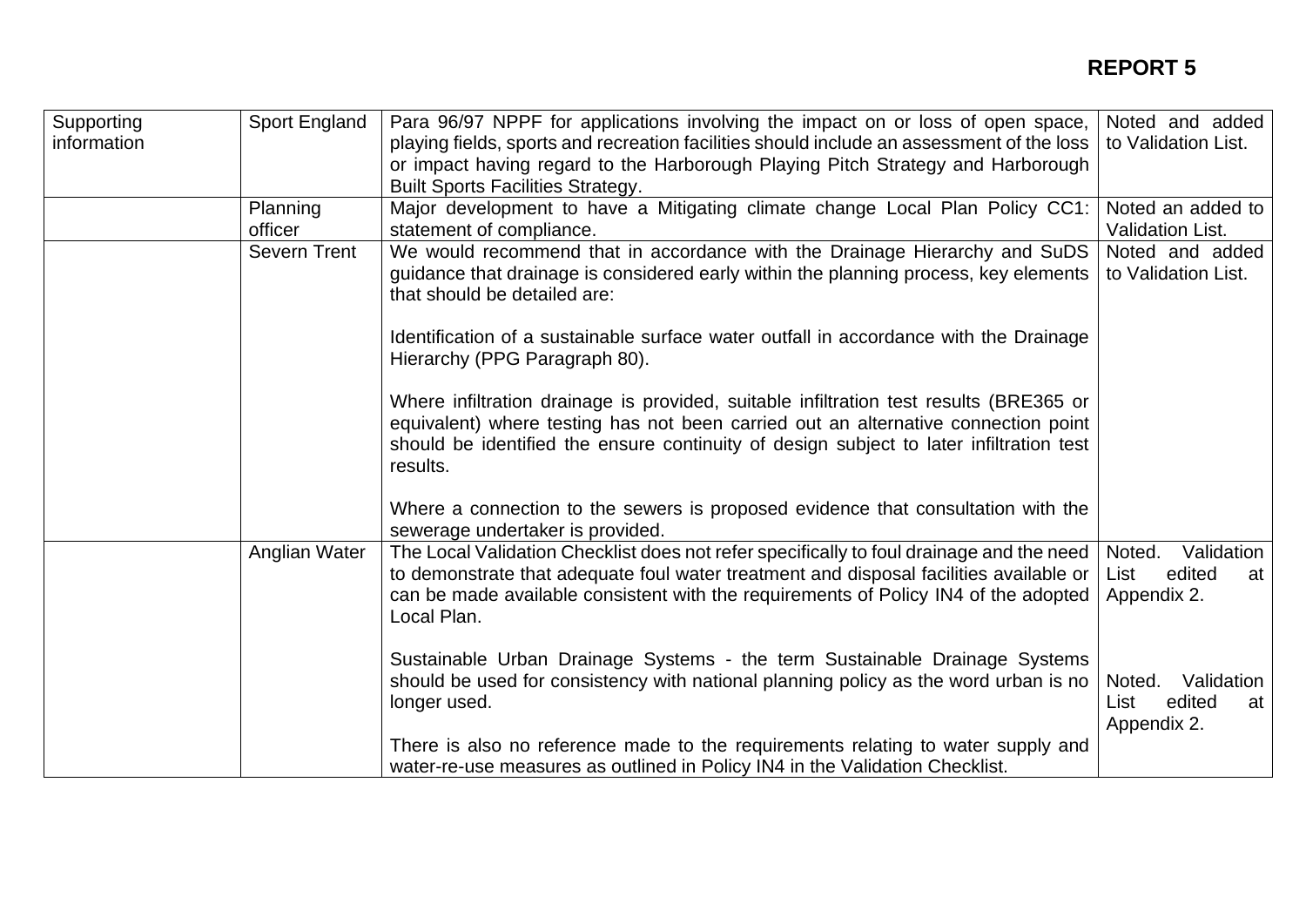**REPORT 5**

| | | | |
|---|---|---|---|
| Supporting information | Sport England | Para 96/97 NPPF for applications involving the impact on or loss of open space, playing fields, sports and recreation facilities should include an assessment of the loss or impact having regard to the Harborough Playing Pitch Strategy and Harborough Built Sports Facilities Strategy. | Noted and added to Validation List. |
| | Planning officer | Major development to have a Mitigating climate change Local Plan Policy CC1: statement of compliance. | Noted an added to Validation List. |
| | Severn Trent | We would recommend that in accordance with the Drainage Hierarchy and SuDS guidance that drainage is considered early within the planning process, key elements that should be detailed are:<br><br>Identification of a sustainable surface water outfall in accordance with the Drainage Hierarchy (PPG Paragraph 80).<br><br>Where infiltration drainage is provided, suitable infiltration test results (BRE365 or equivalent) where testing has not been carried out an alternative connection point should be identified the ensure continuity of design subject to later infiltration test results.<br><br>Where a connection to the sewers is proposed evidence that consultation with the sewerage undertaker is provided. | Noted and added to Validation List. |
| | Anglian Water | The Local Validation Checklist does not refer specifically to foul drainage and the need to demonstrate that adequate foul water treatment and disposal facilities available or can be made available consistent with the requirements of Policy IN4 of the adopted Local Plan.<br><br>Sustainable Urban Drainage Systems - the term Sustainable Drainage Systems should be used for consistency with national planning policy as the word urban is no longer used.<br><br>There is also no reference made to the requirements relating to water supply and water-re-use measures as outlined in Policy IN4 in the Validation Checklist. | Noted. Validation List edited at Appendix 2.<br><br>Noted. Validation List edited at Appendix 2. |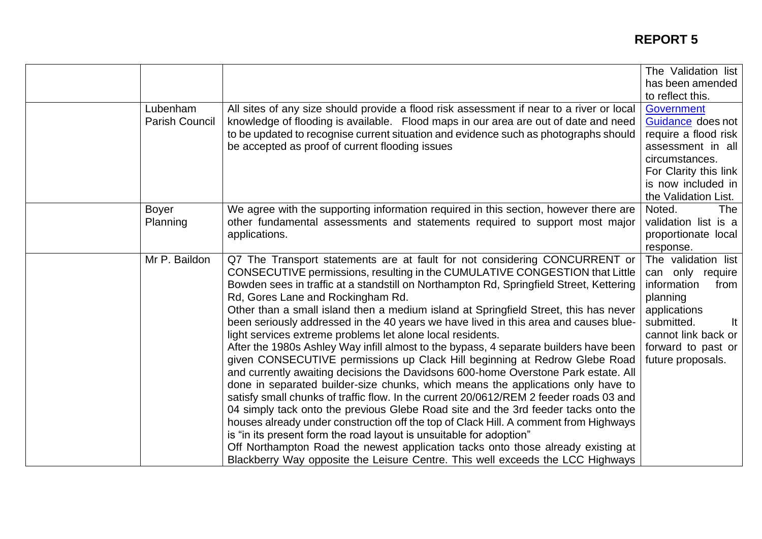| | | | |
|---|---|---|---|
| | | | The Validation list has been amended to reflect this. |
| | Lubenham Parish Council | All sites of any size should provide a flood risk assessment if near to a river or local knowledge of flooding is available. Flood maps in our area are out of date and need to be updated to recognise current situation and evidence such as photographs should be accepted as proof of current flooding issues | Government Guidance does not require a flood risk assessment in all circumstances. For Clarity this link is now included in the Validation List. |
| | Boyer Planning | We agree with the supporting information required in this section, however there are other fundamental assessments and statements required to support most major applications. | Noted. The validation list is a proportionate local response. |
| | Mr P. Baildon | Q7 The Transport statements are at fault for not considering CONCURRENT or CONSECUTIVE permissions, resulting in the CUMULATIVE CONGESTION that Little Bowden sees in traffic at a standstill on Northampton Rd, Springfield Street, Kettering Rd, Gores Lane and Rockingham Rd.<br>Other than a small island then a medium island at Springfield Street, this has never been seriously addressed in the 40 years we have lived in this area and causes blue-light services extreme problems let alone local residents.<br>After the 1980s Ashley Way infill almost to the bypass, 4 separate builders have been given CONSECUTIVE permissions up Clack Hill beginning at Redrow Glebe Road and currently awaiting decisions the Davidsons 600-home Overstone Park estate. All done in separated builder-size chunks, which means the applications only have to satisfy small chunks of traffic flow. In the current 20/0612/REM 2 feeder roads 03 and 04 simply tack onto the previous Glebe Road site and the 3rd feeder tacks onto the houses already under construction off the top of Clack Hill. A comment from Highways is "in its present form the road layout is unsuitable for adoption"<br>Off Northampton Road the newest application tacks onto those already existing at Blackberry Way opposite the Leisure Centre. This well exceeds the LCC Highways | The validation list can only require information from planning applications submitted. It cannot link back or forward to past or future proposals. |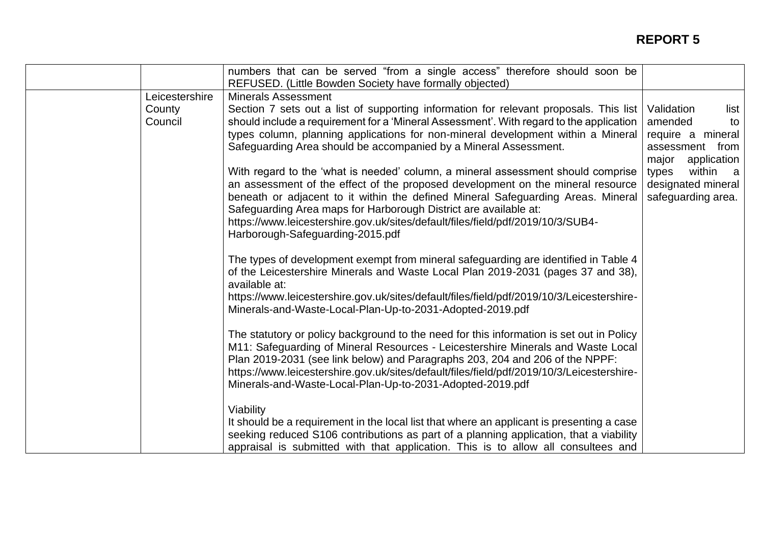| | | | |
|---|---|---|---|
| | | numbers that can be served "from a single access" therefore should soon be REFUSED. (Little Bowden Society have formally objected) | |
| | Leicestershire County Council | Minerals Assessment<br>Section 7 sets out a list of supporting information for relevant proposals. This list should include a requirement for a 'Mineral Assessment'. With regard to the application types column, planning applications for non-mineral development within a Mineral Safeguarding Area should be accompanied by a Mineral Assessment.<br><br>With regard to the 'what is needed' column, a mineral assessment should comprise an assessment of the effect of the proposed development on the mineral resource beneath or adjacent to it within the defined Mineral Safeguarding Areas. Mineral Safeguarding Area maps for Harborough District are available at:<br>https://www.leicestershire.gov.uk/sites/default/files/field/pdf/2019/10/3/SUB4-Harborough-Safeguarding-2015.pdf<br><br>The types of development exempt from mineral safeguarding are identified in Table 4 of the Leicestershire Minerals and Waste Local Plan 2019-2031 (pages 37 and 38), available at:<br>https://www.leicestershire.gov.uk/sites/default/files/field/pdf/2019/10/3/Leicestershire-Minerals-and-Waste-Local-Plan-Up-to-2031-Adopted-2019.pdf<br><br>The statutory or policy background to the need for this information is set out in Policy M11: Safeguarding of Mineral Resources - Leicestershire Minerals and Waste Local Plan 2019-2031 (see link below) and Paragraphs 203, 204 and 206 of the NPPF:<br>https://www.leicestershire.gov.uk/sites/default/files/field/pdf/2019/10/3/Leicestershire-Minerals-and-Waste-Local-Plan-Up-to-2031-Adopted-2019.pdf<br><br>Viability<br>It should be a requirement in the local list that where an applicant is presenting a case seeking reduced S106 contributions as part of a planning application, that a viability appraisal is submitted with that application. This is to allow all consultees and | Validation list amended to require a mineral assessment from major application types within a designated mineral safeguarding area. |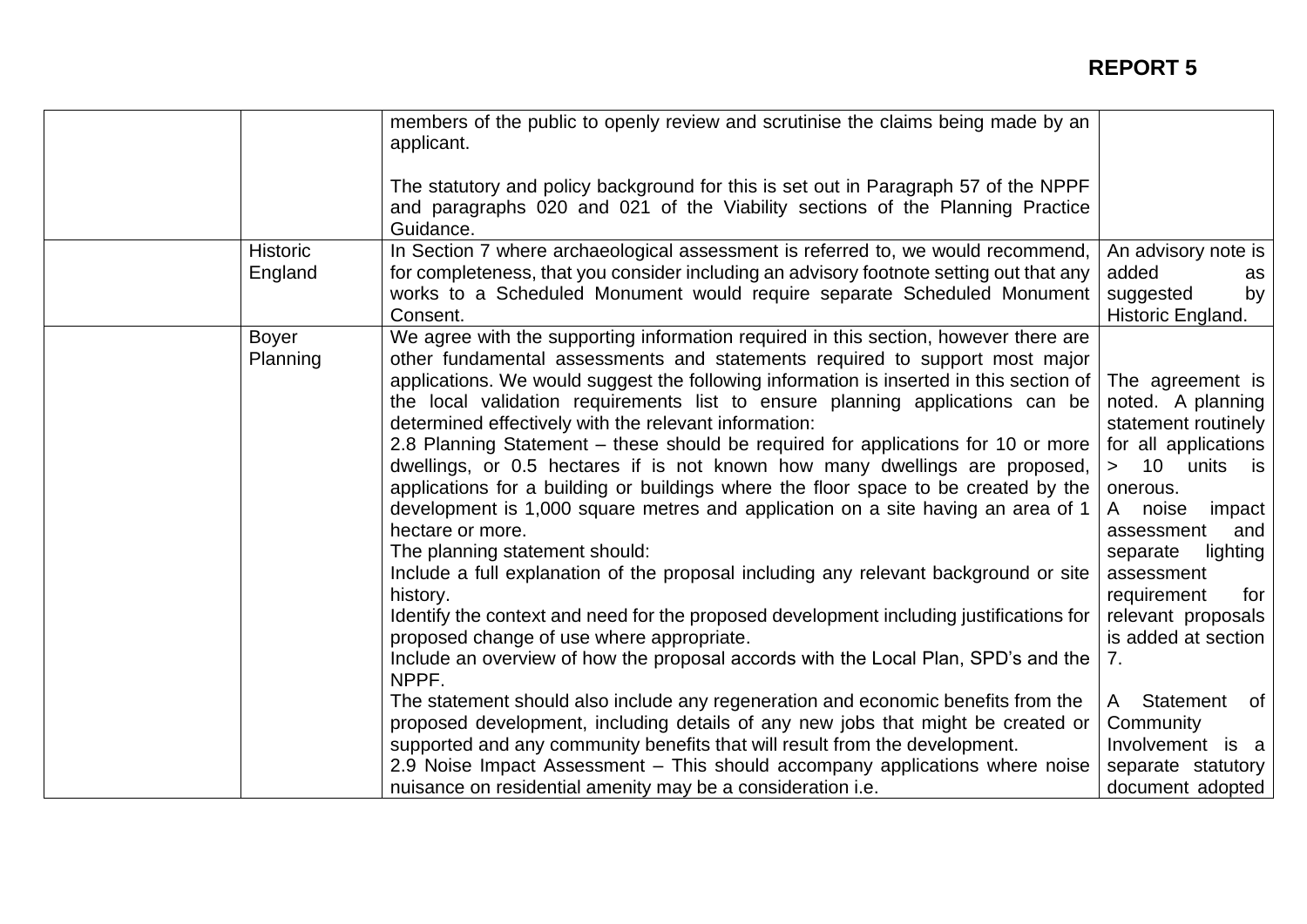| | | | |
|---|---|---|---|
| | | members of the public to openly review and scrutinise the claims being made by an applicant.<br><br>The statutory and policy background for this is set out in Paragraph 57 of the NPPF and paragraphs 020 and 021 of the Viability sections of the Planning Practice Guidance. | |
| | Historic England | In Section 7 where archaeological assessment is referred to, we would recommend, for completeness, that you consider including an advisory footnote setting out that any works to a Scheduled Monument would require separate Scheduled Monument Consent. | An advisory note is added as suggested by Historic England. |
| | Boyer Planning | We agree with the supporting information required in this section, however there are other fundamental assessments and statements required to support most major applications. We would suggest the following information is inserted in this section of the local validation requirements list to ensure planning applications can be determined effectively with the relevant information:<br>2.8 Planning Statement – these should be required for applications for 10 or more dwellings, or 0.5 hectares if is not known how many dwellings are proposed, applications for a building or buildings where the floor space to be created by the development is 1,000 square metres and application on a site having an area of 1 hectare or more.<br>The planning statement should:<br>Include a full explanation of the proposal including any relevant background or site history.<br>Identify the context and need for the proposed development including justifications for proposed change of use where appropriate.<br>Include an overview of how the proposal accords with the Local Plan, SPD's and the NPPF.<br>The statement should also include any regeneration and economic benefits from the proposed development, including details of any new jobs that might be created or supported and any community benefits that will result from the development.<br>2.9 Noise Impact Assessment – This should accompany applications where noise nuisance on residential amenity may be a consideration i.e. | The agreement is noted. A planning statement routinely for all applications > 10 units is onerous.<br>A noise impact assessment and separate lighting assessment requirement for relevant proposals is added at section 7.<br><br>A Statement of Community Involvement is a separate statutory document adopted |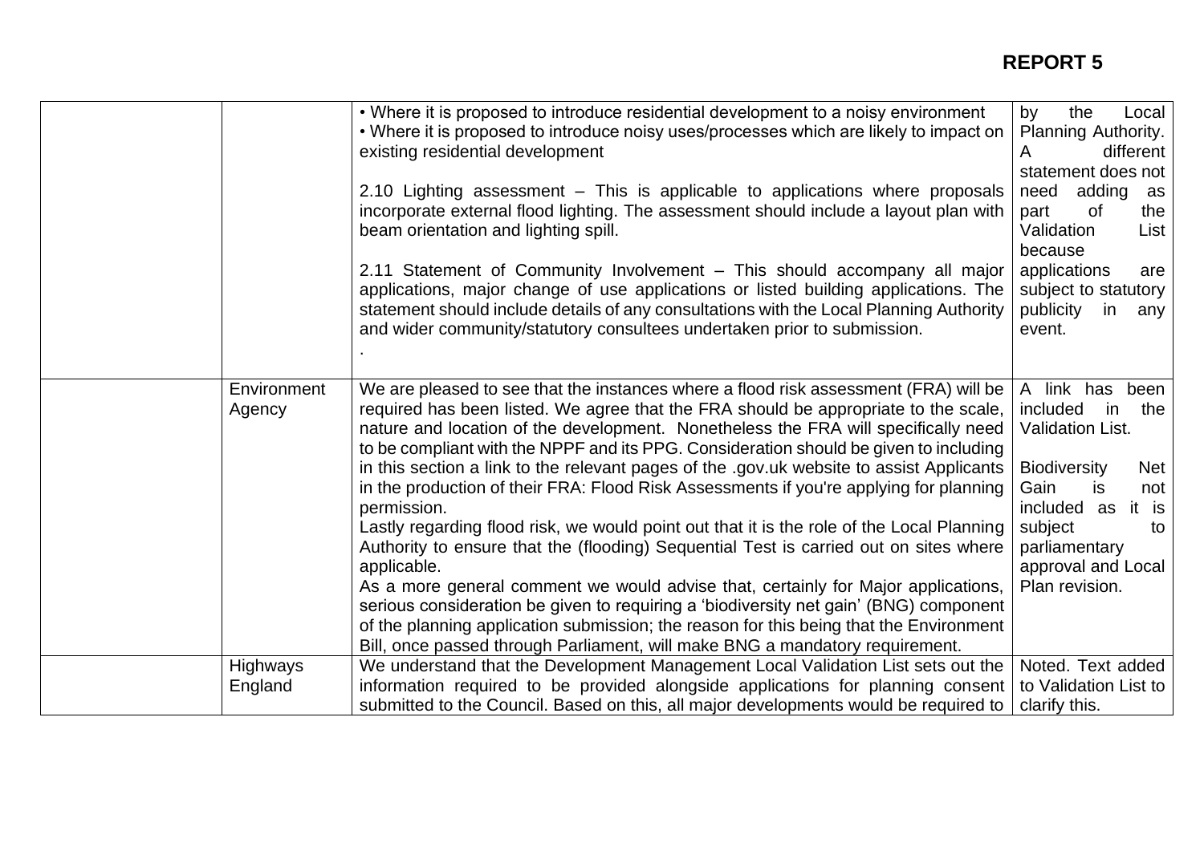| | | | |
|---|---|---|---|
| | | • Where it is proposed to introduce residential development to a noisy environment<br>• Where it is proposed to introduce noisy uses/processes which are likely to impact on existing residential development<br><br>2.10 Lighting assessment – This is applicable to applications where proposals incorporate external flood lighting. The assessment should include a layout plan with beam orientation and lighting spill.<br><br>2.11 Statement of Community Involvement – This should accompany all major applications, major change of use applications or listed building applications. The statement should include details of any consultations with the Local Planning Authority and wider community/statutory consultees undertaken prior to submission.<br>. | by the Local Planning Authority. A different statement does not need adding as part of the Validation List because applications are subject to statutory publicity in any event. |
| | Environment Agency | We are pleased to see that the instances where a flood risk assessment (FRA) will be required has been listed. We agree that the FRA should be appropriate to the scale, nature and location of the development. Nonetheless the FRA will specifically need to be compliant with the NPPF and its PPG. Consideration should be given to including in this section a link to the relevant pages of the .gov.uk website to assist Applicants in the production of their FRA: Flood Risk Assessments if you're applying for planning permission.<br>Lastly regarding flood risk, we would point out that it is the role of the Local Planning Authority to ensure that the (flooding) Sequential Test is carried out on sites where applicable.<br>As a more general comment we would advise that, certainly for Major applications, serious consideration be given to requiring a 'biodiversity net gain' (BNG) component of the planning application submission; the reason for this being that the Environment Bill, once passed through Parliament, will make BNG a mandatory requirement. | A link has been included in the Validation List.<br><br>Biodiversity Net Gain is not included as it is subject to parliamentary approval and Local Plan revision. |
| | Highways England | We understand that the Development Management Local Validation List sets out the information required to be provided alongside applications for planning consent submitted to the Council. Based on this, all major developments would be required to | Noted. Text added to Validation List to clarify this. |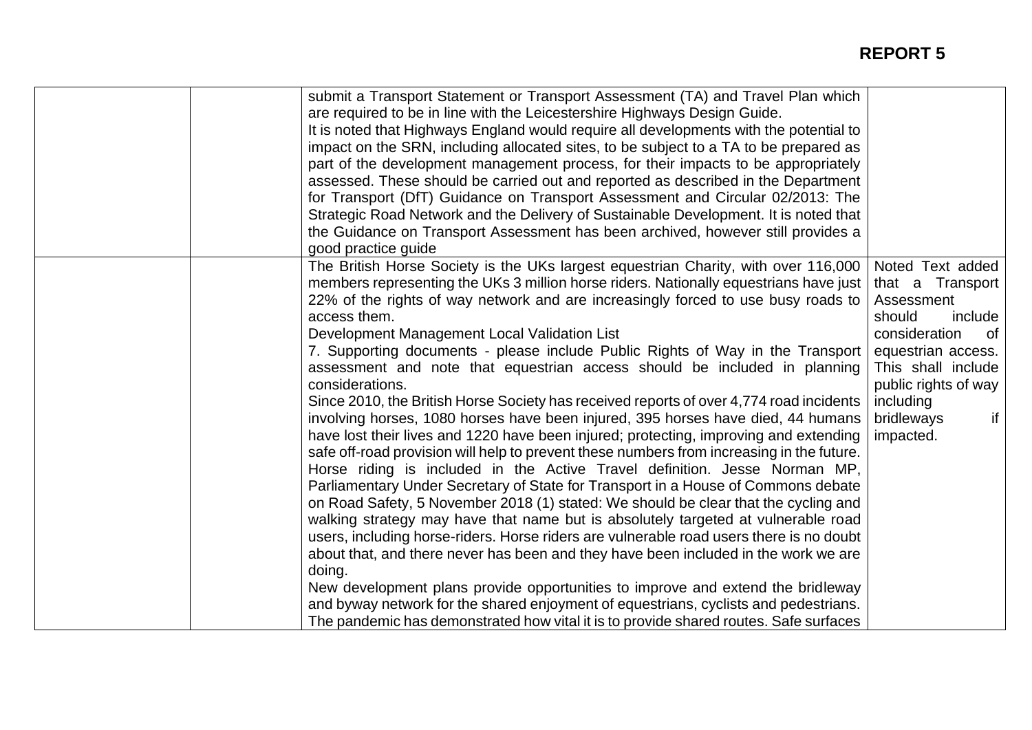| | | | |
|---|---|---|---|
| | | submit a Transport Statement or Transport Assessment (TA) and Travel Plan which are required to be in line with the Leicestershire Highways Design Guide.<br>It is noted that Highways England would require all developments with the potential to impact on the SRN, including allocated sites, to be subject to a TA to be prepared as part of the development management process, for their impacts to be appropriately assessed. These should be carried out and reported as described in the Department for Transport (DfT) Guidance on Transport Assessment and Circular 02/2013: The Strategic Road Network and the Delivery of Sustainable Development. It is noted that the Guidance on Transport Assessment has been archived, however still provides a good practice guide | |
| | | The British Horse Society is the UKs largest equestrian Charity, with over 116,000 members representing the UKs 3 million horse riders. Nationally equestrians have just 22% of the rights of way network and are increasingly forced to use busy roads to access them.<br>Development Management Local Validation List<br>7. Supporting documents - please include Public Rights of Way in the Transport assessment and note that equestrian access should be included in planning considerations.<br>Since 2010, the British Horse Society has received reports of over 4,774 road incidents involving horses, 1080 horses have been injured, 395 horses have died, 44 humans have lost their lives and 1220 have been injured; protecting, improving and extending safe off-road provision will help to prevent these numbers from increasing in the future.<br>Horse riding is included in the Active Travel definition. Jesse Norman MP, Parliamentary Under Secretary of State for Transport in a House of Commons debate on Road Safety, 5 November 2018 (1) stated: We should be clear that the cycling and walking strategy may have that name but is absolutely targeted at vulnerable road users, including horse-riders. Horse riders are vulnerable road users there is no doubt about that, and there never has been and they have been included in the work we are doing.<br>New development plans provide opportunities to improve and extend the bridleway and byway network for the shared enjoyment of equestrians, cyclists and pedestrians. The pandemic has demonstrated how vital it is to provide shared routes. Safe surfaces | Noted Text added that a Transport Assessment should include consideration of equestrian access. This shall include public rights of way including bridleways if impacted. |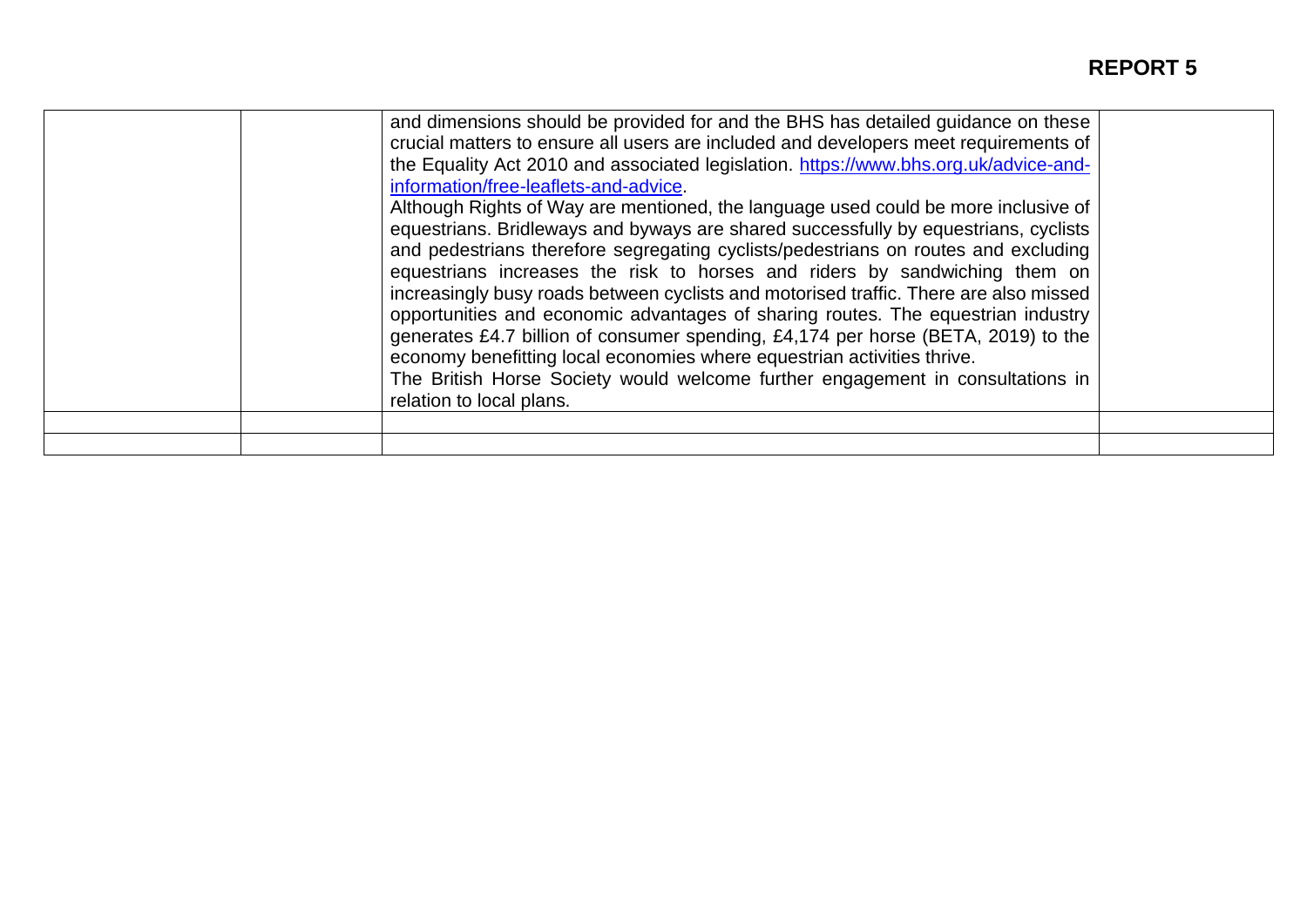| | | | |
|---|---|---|---|
| | | and dimensions should be provided for and the BHS has detailed guidance on these crucial matters to ensure all users are included and developers meet requirements of the Equality Act 2010 and associated legislation. [https://www.bhs.org.uk/advice-and-information/free-leaflets-and-advice](https://www.bhs.org.uk/advice-and-information/free-leaflets-and-advice).<br>Although Rights of Way are mentioned, the language used could be more inclusive of equestrians. Bridleways and byways are shared successfully by equestrians, cyclists and pedestrians therefore segregating cyclists/pedestrians on routes and excluding equestrians increases the risk to horses and riders by sandwiching them on increasingly busy roads between cyclists and motorised traffic. There are also missed opportunities and economic advantages of sharing routes. The equestrian industry generates £4.7 billion of consumer spending, £4,174 per horse (BETA, 2019) to the economy benefitting local economies where equestrian activities thrive.<br>The British Horse Society would welcome further engagement in consultations in relation to local plans. | |
| | | | |
| | | | |